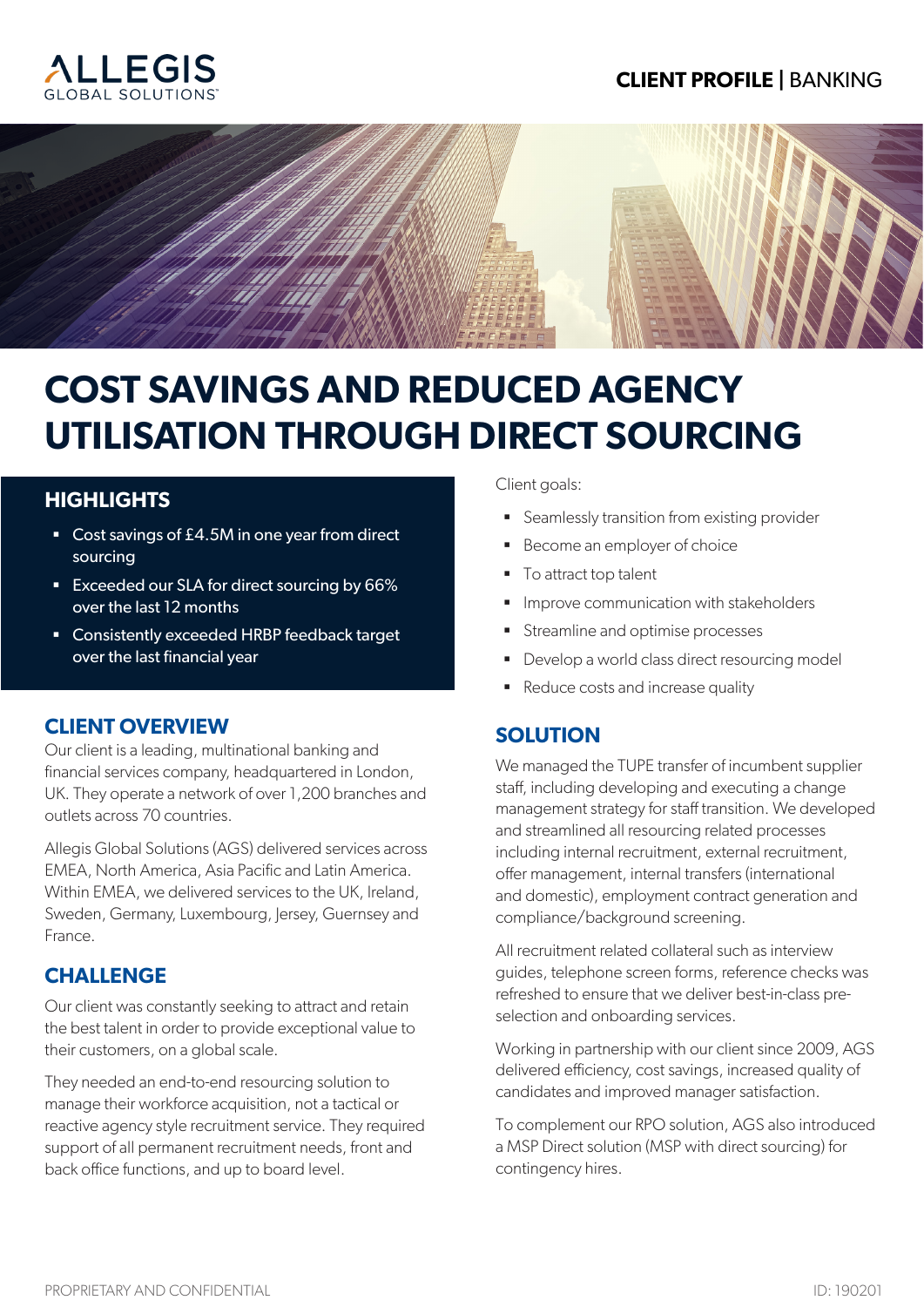CLIENT PROFILE | BANKING

# COST SAVINGS AND REDUCED AGENCY UTILISATION THROUGH DIRECT SOURCING

## HIGHLIGHTS

- Cost savings of £4.5M in one year from direct sourcing
- Exceeded our SLA for direct sourcing by 66% over the last 12 months
- Consistently exceeded HRBP feedback target over the last financial year

## CLIENT OVERVIEW

Our client is a leading, multinational banking and financial services company, headquartered in London, UK. They operate a network of over 1,200 branches and outlets across 70 countries.

Allegis Global Solutions (AGS) delivered services across EMEA, North America, Asia Pacific and Latin America. Within EMEA, we delivered services to the UK, Ireland, Sweden, Germany, Luxembourg, Jersey, Guernsey and France.

## CHALLENGE

Our client was constantly seeking to attract and retain the best talent in order to provide exceptional value to their customers, on a global scale.

They needed an end-to-end resourcing solution to manage their workforce acquisition, not a tactical or reactive agency style recruitment service. They required support of all permanent recruitment needs, front and back office functions, and up to board level.

Client goals:

- Seamlessly transition from existing provider
- Become an employer of choice
- To attract top talent
- Improve communication with stakeholders
- Streamline and optimise processes
- Develop a world class direct resourcing model
- Reduce costs and increase quality

## SOLUTION

We managed the TUPE transfer of incumbent supplier staff, including developing and executing a change management strategy for staff transition. We developed and streamlined all resourcing related processes including internal recruitment, external recruitment, offer management, internal transfers (international and domestic), employment contract generation and compliance/background screening.

All recruitment related collateral such as interview guides, telephone screen forms, reference checks was refreshed to ensure that we deliver best-in-class pre-selection and onboarding services.

Working in partnership with our client since 2009, AGS delivered efficiency, cost savings, increased quality of candidates and improved manager satisfaction.

To complement our RPO solution, AGS also introduced a MSP Direct solution (MSP with direct sourcing) for contingency hires.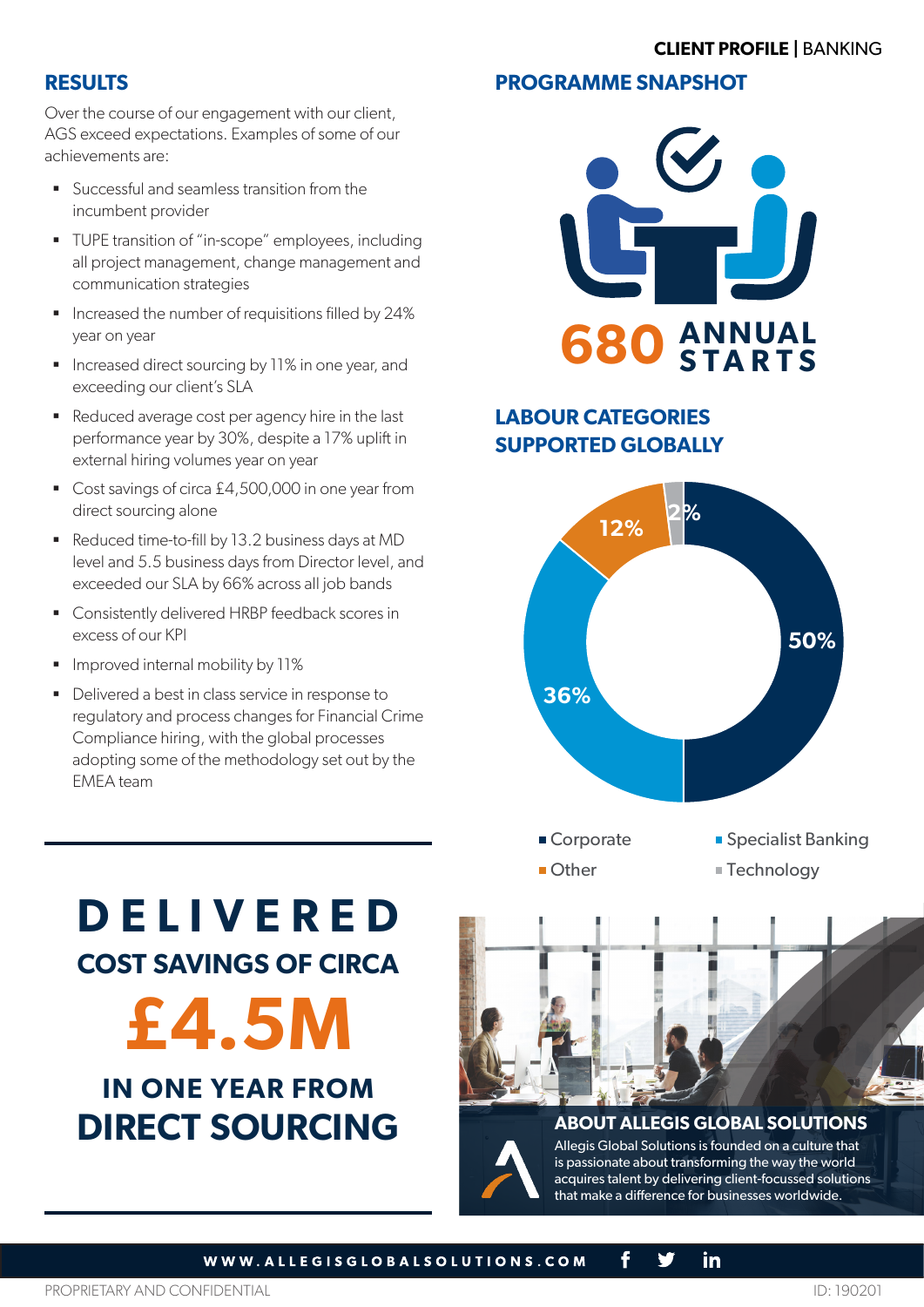## RESULTS

Over the course of our engagement with our client, AGS exceed expectations. Examples of some of our achievements are:

- Successful and seamless transition from the incumbent provider
- TUPE transition of "in-scope" employees, including all project management, change management and communication strategies
- Increased the number of requisitions filled by 24% year on year
- Increased direct sourcing by 11% in one year, and exceeding our client's SLA
- Reduced average cost per agency hire in the last performance year by 30%, despite a 17% uplift in external hiring volumes year on year
- Cost savings of circa £4,500,000 in one year from direct sourcing alone
- Reduced time-to-fill by 13.2 business days at MD level and 5.5 business days from Director level, and exceeded our SLA by 66% across all job bands
- Consistently delivered HRBP feedback scores in excess of our KPI
- Improved internal mobility by 11%
- Delivered a best in class service in response to regulatory and process changes for Financial Crime Compliance hiring, with the global processes adopting some of the methodology set out by the EMEA team

# DELIVERED COST SAVINGS OF CIRCA £4.5M IN ONE YEAR FROM DIRECT SOURCING

## PROGRAMME SNAPSHOT

680 ANNUAL STARTS

## LABOUR CATEGORIES SUPPORTED GLOBALLY

50%
36%
12%
2%

Corporate
Specialist Banking
Other
Technology

## ABOUT ALLEGIS GLOBAL SOLUTIONS

Allegis Global Solutions is founded on a culture that is passionate about transforming the way the world acquires talent by delivering client-focussed solutions that make a difference for businesses worldwide.

WWW.ALLEGISGLOBALSOLUTIONS.COM